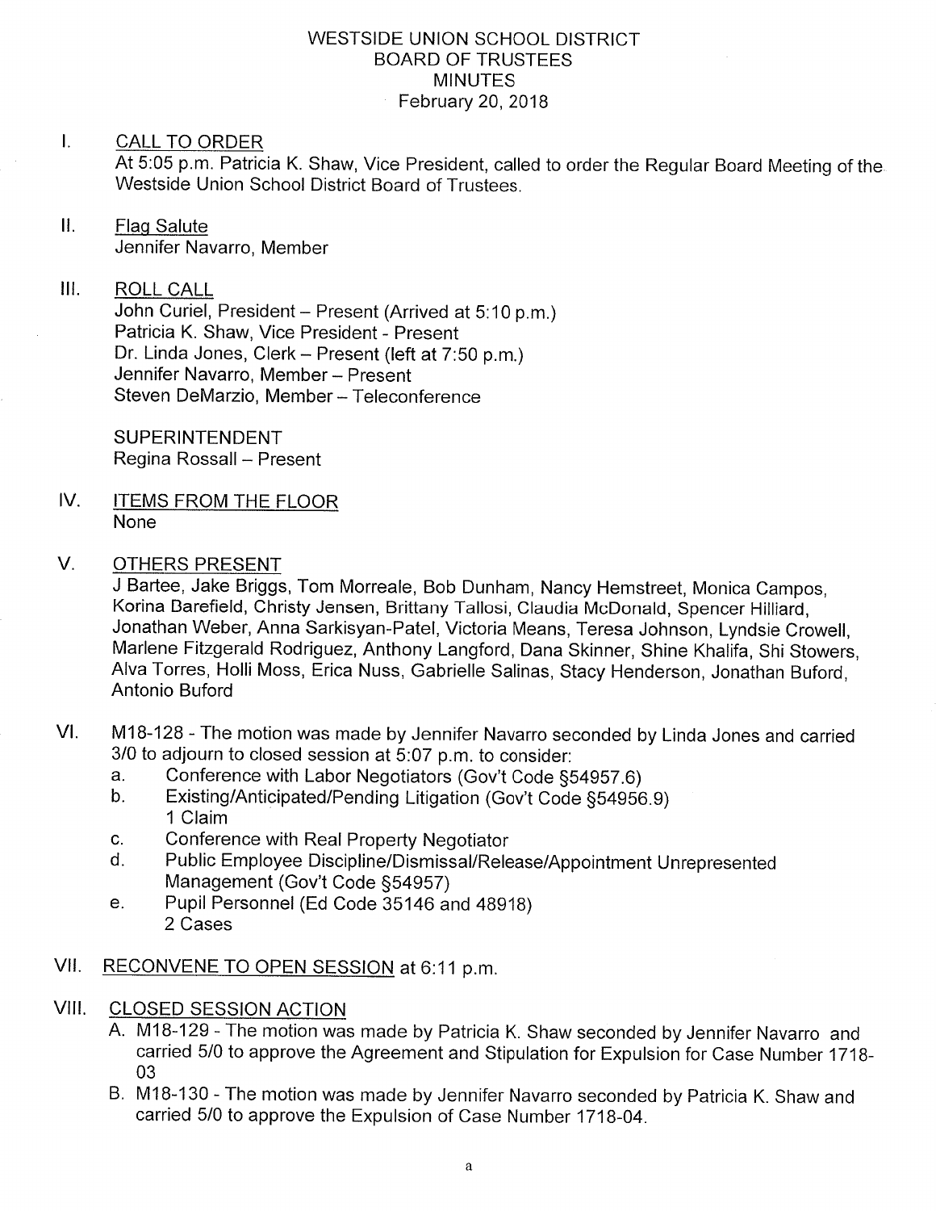# WESTSIDE UNION SCHOOL DISTRICT
## BOARD OF TRUSTEES
## MINUTES
### February 20, 2018

I. CALL TO ORDER

At 5:05 p.m. Patricia K. Shaw, Vice President, called to order the Regular Board Meeting of the Westside Union School District Board of Trustees.

II. Flag Salute

Jennifer Navarro, Member

III. ROLL CALL

John Curiel, President – Present (Arrived at 5:10 p.m.)
Patricia K. Shaw, Vice President - Present
Dr. Linda Jones, Clerk – Present (left at 7:50 p.m.)
Jennifer Navarro, Member – Present
Steven DeMarzio, Member – Teleconference

SUPERINTENDENT
Regina Rossall – Present

IV. ITEMS FROM THE FLOOR

None

V. OTHERS PRESENT

J Bartee, Jake Briggs, Tom Morreale, Bob Dunham, Nancy Hemstreet, Monica Campos, Korina Barefield, Christy Jensen, Brittany Tallosi, Claudia McDonald, Spencer Hilliard, Jonathan Weber, Anna Sarkisyan-Patel, Victoria Means, Teresa Johnson, Lyndsie Crowell, Marlene Fitzgerald Rodriguez, Anthony Langford, Dana Skinner, Shine Khalifa, Shi Stowers, Alva Torres, Holli Moss, Erica Nuss, Gabrielle Salinas, Stacy Henderson, Jonathan Buford, Antonio Buford

VI. M18-128 - The motion was made by Jennifer Navarro seconded by Linda Jones and carried 3/0 to adjourn to closed session at 5:07 p.m. to consider:

a. Conference with Labor Negotiators (Gov't Code §54957.6)
b. Existing/Anticipated/Pending Litigation (Gov't Code §54956.9)
   1 Claim
c. Conference with Real Property Negotiator
d. Public Employee Discipline/Dismissal/Release/Appointment Unrepresented Management (Gov't Code §54957)
e. Pupil Personnel (Ed Code 35146 and 48918)
   2 Cases

VII. RECONVENE TO OPEN SESSION at 6:11 p.m.

VIII. CLOSED SESSION ACTION

A. M18-129 - The motion was made by Patricia K. Shaw seconded by Jennifer Navarro and carried 5/0 to approve the Agreement and Stipulation for Expulsion for Case Number 1718-03
B. M18-130 - The motion was made by Jennifer Navarro seconded by Patricia K. Shaw and carried 5/0 to approve the Expulsion of Case Number 1718-04.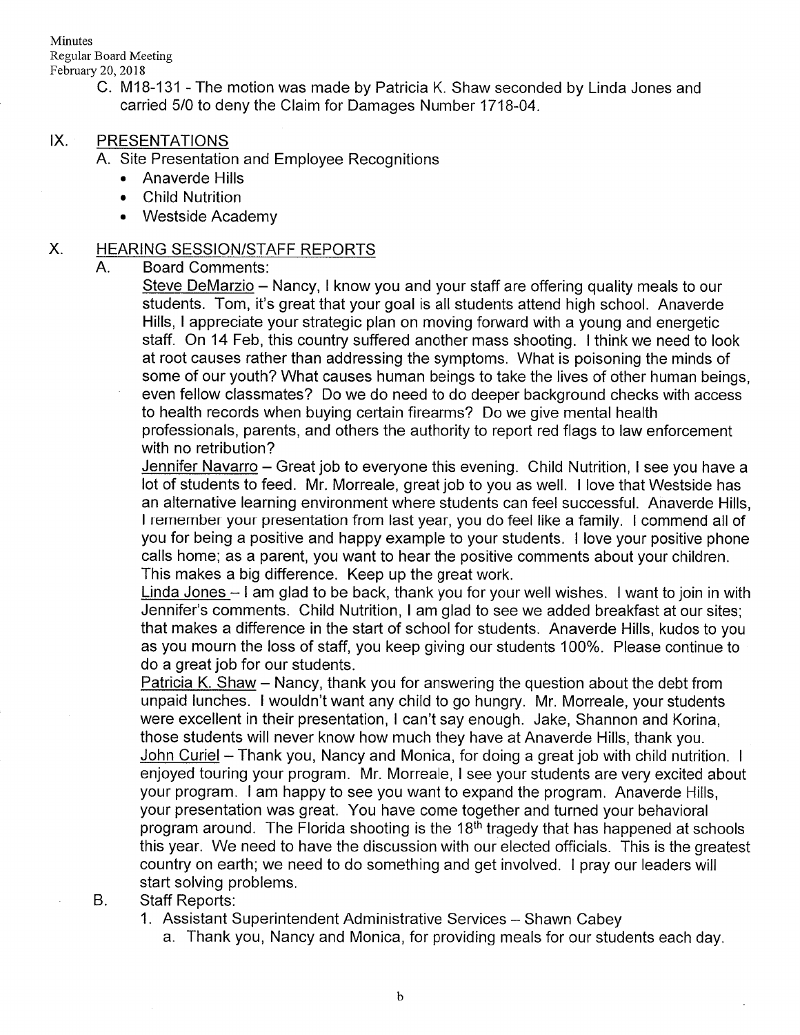C. M18-131 - The motion was made by Patricia K. Shaw seconded by Linda Jones and carried 5/0 to deny the Claim for Damages Number 1718-04.

## IX. PRESENTATIONS

A. Site Presentation and Employee Recognitions
- Anaverde Hills
- Child Nutrition
- Westside Academy

## X. HEARING SESSION/STAFF REPORTS

A. Board Comments:

Steve DeMarzio – Nancy, I know you and your staff are offering quality meals to our students. Tom, it's great that your goal is all students attend high school. Anaverde Hills, I appreciate your strategic plan on moving forward with a young and energetic staff. On 14 Feb, this country suffered another mass shooting. I think we need to look at root causes rather than addressing the symptoms. What is poisoning the minds of some of our youth? What causes human beings to take the lives of other human beings, even fellow classmates? Do we do need to do deeper background checks with access to health records when buying certain firearms? Do we give mental health professionals, parents, and others the authority to report red flags to law enforcement with no retribution?

Jennifer Navarro – Great job to everyone this evening. Child Nutrition, I see you have a lot of students to feed. Mr. Morreale, great job to you as well. I love that Westside has an alternative learning environment where students can feel successful. Anaverde Hills, I remember your presentation from last year, you do feel like a family. I commend all of you for being a positive and happy example to your students. I love your positive phone calls home; as a parent, you want to hear the positive comments about your children. This makes a big difference. Keep up the great work.

Linda Jones – I am glad to be back, thank you for your well wishes. I want to join in with Jennifer's comments. Child Nutrition, I am glad to see we added breakfast at our sites; that makes a difference in the start of school for students. Anaverde Hills, kudos to you as you mourn the loss of staff, you keep giving our students 100%. Please continue to do a great job for our students.

Patricia K. Shaw – Nancy, thank you for answering the question about the debt from unpaid lunches. I wouldn't want any child to go hungry. Mr. Morreale, your students were excellent in their presentation, I can't say enough. Jake, Shannon and Korina, those students will never know how much they have at Anaverde Hills, thank you.

John Curiel – Thank you, Nancy and Monica, for doing a great job with child nutrition. I enjoyed touring your program. Mr. Morreale, I see your students are very excited about your program. I am happy to see you want to expand the program. Anaverde Hills, your presentation was great. You have come together and turned your behavioral program around. The Florida shooting is the 18th tragedy that has happened at schools this year. We need to have the discussion with our elected officials. This is the greatest country on earth; we need to do something and get involved. I pray our leaders will start solving problems.

B. Staff Reports:

1. Assistant Superintendent Administrative Services – Shawn Cabey
   a. Thank you, Nancy and Monica, for providing meals for our students each day.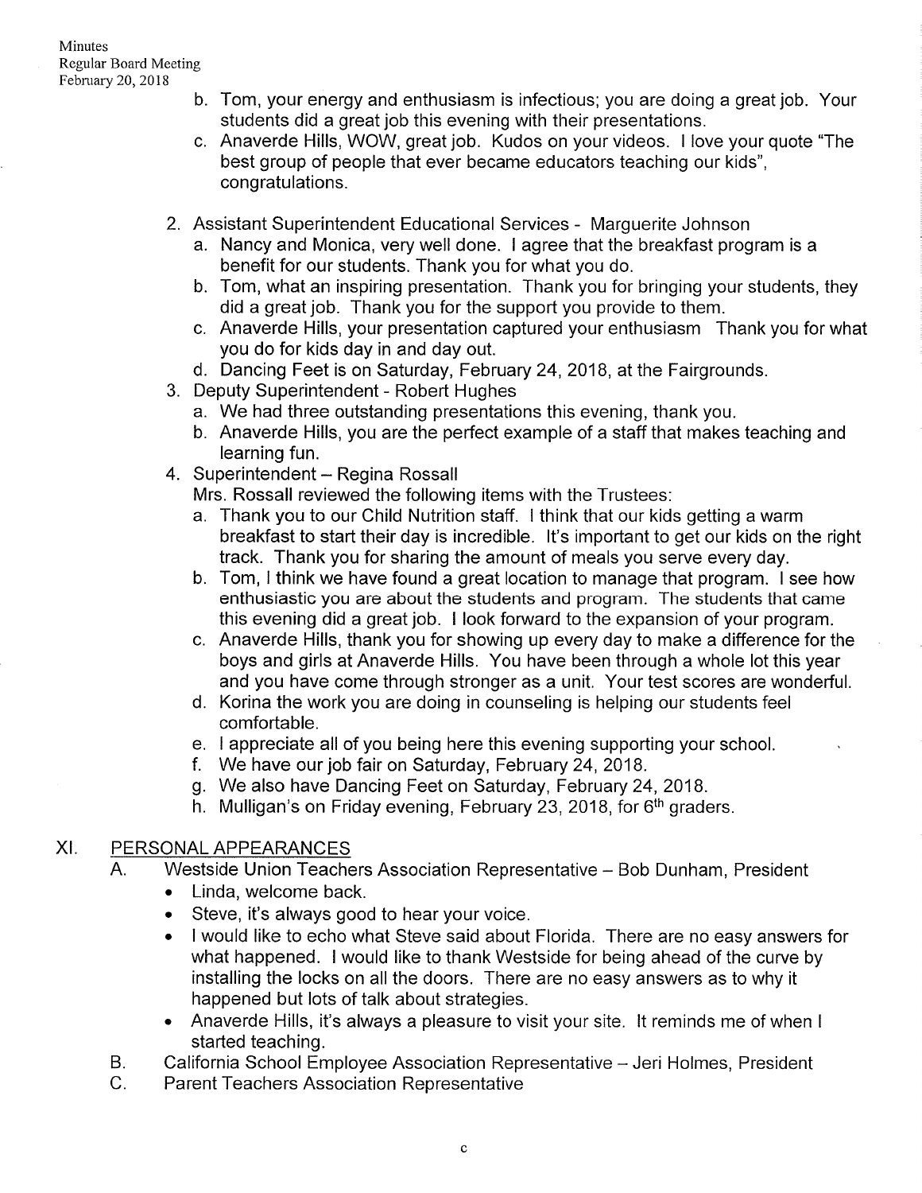b. Tom, your energy and enthusiasm is infectious; you are doing a great job. Your students did a great job this evening with their presentations.
c. Anaverde Hills, WOW, great job. Kudos on your videos. I love your quote "The best group of people that ever became educators teaching our kids", congratulations.

2. Assistant Superintendent Educational Services - Marguerite Johnson
   a. Nancy and Monica, very well done. I agree that the breakfast program is a benefit for our students. Thank you for what you do.
   b. Tom, what an inspiring presentation. Thank you for bringing your students, they did a great job. Thank you for the support you provide to them.
   c. Anaverde Hills, your presentation captured your enthusiasm Thank you for what you do for kids day in and day out.
   d. Dancing Feet is on Saturday, February 24, 2018, at the Fairgrounds.
3. Deputy Superintendent - Robert Hughes
   a. We had three outstanding presentations this evening, thank you.
   b. Anaverde Hills, you are the perfect example of a staff that makes teaching and learning fun.
4. Superintendent – Regina Rossall
   Mrs. Rossall reviewed the following items with the Trustees:
   a. Thank you to our Child Nutrition staff. I think that our kids getting a warm breakfast to start their day is incredible. It's important to get our kids on the right track. Thank you for sharing the amount of meals you serve every day.
   b. Tom, I think we have found a great location to manage that program. I see how enthusiastic you are about the students and program. The students that came this evening did a great job. I look forward to the expansion of your program.
   c. Anaverde Hills, thank you for showing up every day to make a difference for the boys and girls at Anaverde Hills. You have been through a whole lot this year and you have come through stronger as a unit. Your test scores are wonderful.
   d. Korina the work you are doing in counseling is helping our students feel comfortable.
   e. I appreciate all of you being here this evening supporting your school.
   f. We have our job fair on Saturday, February 24, 2018.
   g. We also have Dancing Feet on Saturday, February 24, 2018.
   h. Mulligan's on Friday evening, February 23, 2018, for 6th graders.

## XI. PERSONAL APPEARANCES

A. Westside Union Teachers Association Representative – Bob Dunham, President
- Linda, welcome back.
- Steve, it's always good to hear your voice.
- I would like to echo what Steve said about Florida. There are no easy answers for what happened. I would like to thank Westside for being ahead of the curve by installing the locks on all the doors. There are no easy answers as to why it happened but lots of talk about strategies.
- Anaverde Hills, it's always a pleasure to visit your site. It reminds me of when I started teaching.

B. California School Employee Association Representative – Jeri Holmes, President

C. Parent Teachers Association Representative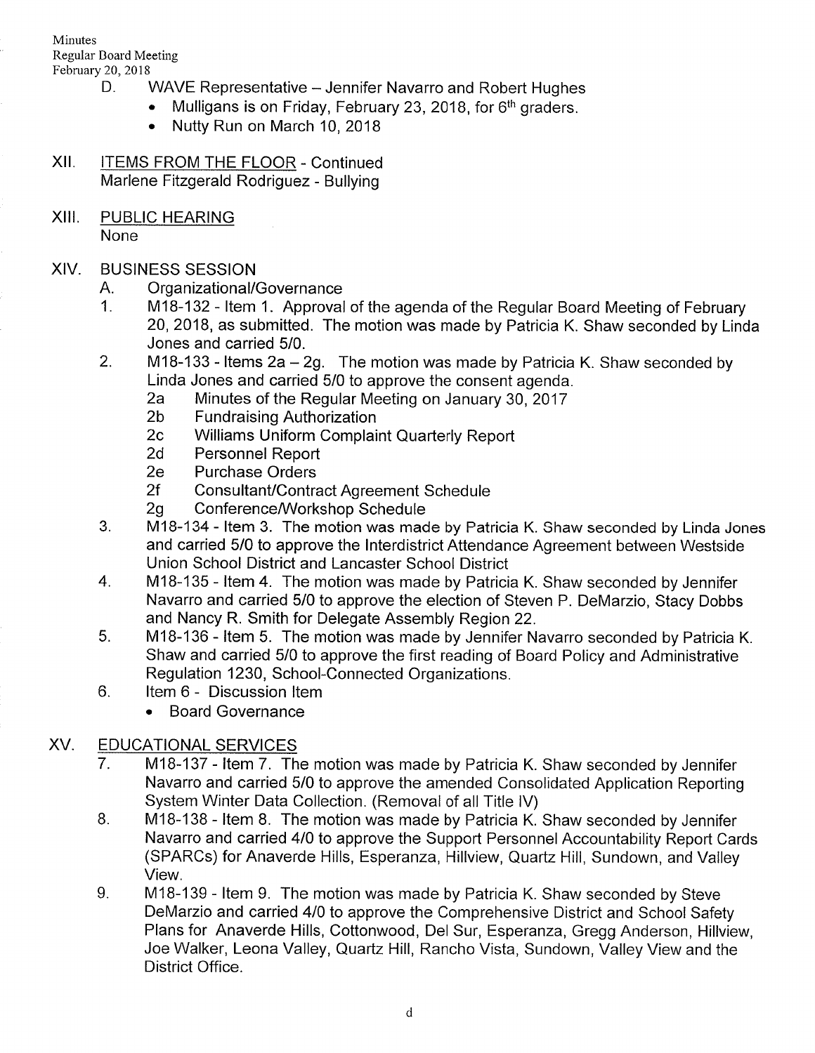D. WAVE Representative – Jennifer Navarro and Robert Hughes

- Mulligans is on Friday, February 23, 2018, for 6th graders.
- Nutty Run on March 10, 2018

XII. ITEMS FROM THE FLOOR - Continued
Marlene Fitzgerald Rodriguez - Bullying

XIII. PUBLIC HEARING
None

XIV. BUSINESS SESSION

A. Organizational/Governance

1. M18-132 - Item 1. Approval of the agenda of the Regular Board Meeting of February 20, 2018, as submitted. The motion was made by Patricia K. Shaw seconded by Linda Jones and carried 5/0.
2. M18-133 - Items 2a – 2g. The motion was made by Patricia K. Shaw seconded by Linda Jones and carried 5/0 to approve the consent agenda.
   - 2a Minutes of the Regular Meeting on January 30, 2017
   - 2b Fundraising Authorization
   - 2c Williams Uniform Complaint Quarterly Report
   - 2d Personnel Report
   - 2e Purchase Orders
   - 2f Consultant/Contract Agreement Schedule
   - 2g Conference/Workshop Schedule
3. M18-134 - Item 3. The motion was made by Patricia K. Shaw seconded by Linda Jones and carried 5/0 to approve the Interdistrict Attendance Agreement between Westside Union School District and Lancaster School District
4. M18-135 - Item 4. The motion was made by Patricia K. Shaw seconded by Jennifer Navarro and carried 5/0 to approve the election of Steven P. DeMarzio, Stacy Dobbs and Nancy R. Smith for Delegate Assembly Region 22.
5. M18-136 - Item 5. The motion was made by Jennifer Navarro seconded by Patricia K. Shaw and carried 5/0 to approve the first reading of Board Policy and Administrative Regulation 1230, School-Connected Organizations.
6. Item 6 - Discussion Item
   - Board Governance

XV. EDUCATIONAL SERVICES

7. M18-137 - Item 7. The motion was made by Patricia K. Shaw seconded by Jennifer Navarro and carried 5/0 to approve the amended Consolidated Application Reporting System Winter Data Collection. (Removal of all Title IV)
8. M18-138 - Item 8. The motion was made by Patricia K. Shaw seconded by Jennifer Navarro and carried 4/0 to approve the Support Personnel Accountability Report Cards (SPARCs) for Anaverde Hills, Esperanza, Hillview, Quartz Hill, Sundown, and Valley View.
9. M18-139 - Item 9. The motion was made by Patricia K. Shaw seconded by Steve DeMarzio and carried 4/0 to approve the Comprehensive District and School Safety Plans for Anaverde Hills, Cottonwood, Del Sur, Esperanza, Gregg Anderson, Hillview, Joe Walker, Leona Valley, Quartz Hill, Rancho Vista, Sundown, Valley View and the District Office.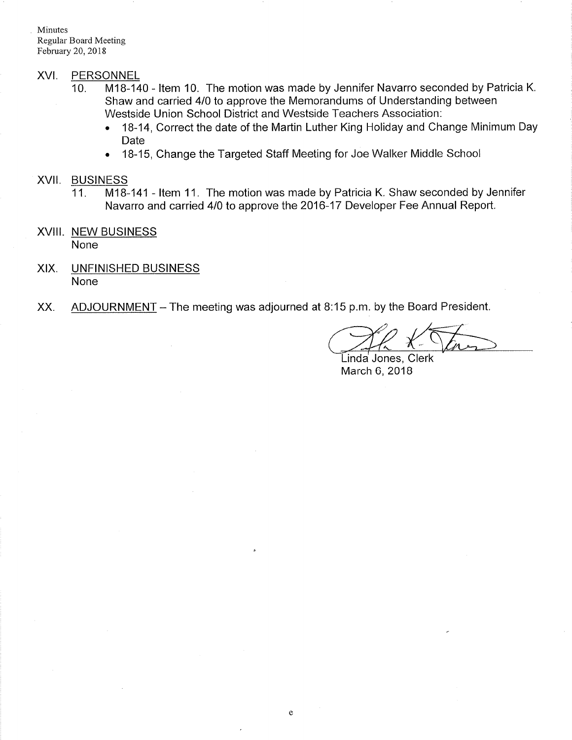XVI. PERSONNEL

10. M18-140 - Item 10. The motion was made by Jennifer Navarro seconded by Patricia K. Shaw and carried 4/0 to approve the Memorandums of Understanding between Westside Union School District and Westside Teachers Association:
    - 18-14, Correct the date of the Martin Luther King Holiday and Change Minimum Day Date
    - 18-15, Change the Targeted Staff Meeting for Joe Walker Middle School

XVII. BUSINESS

11. M18-141 - Item 11. The motion was made by Patricia K. Shaw seconded by Jennifer Navarro and carried 4/0 to approve the 2016-17 Developer Fee Annual Report.

XVIII. NEW BUSINESS

None

XIX. UNFINISHED BUSINESS

None

XX. ADJOURNMENT – The meeting was adjourned at 8:15 p.m. by the Board President.

Linda Jones, Clerk
March 6, 2018